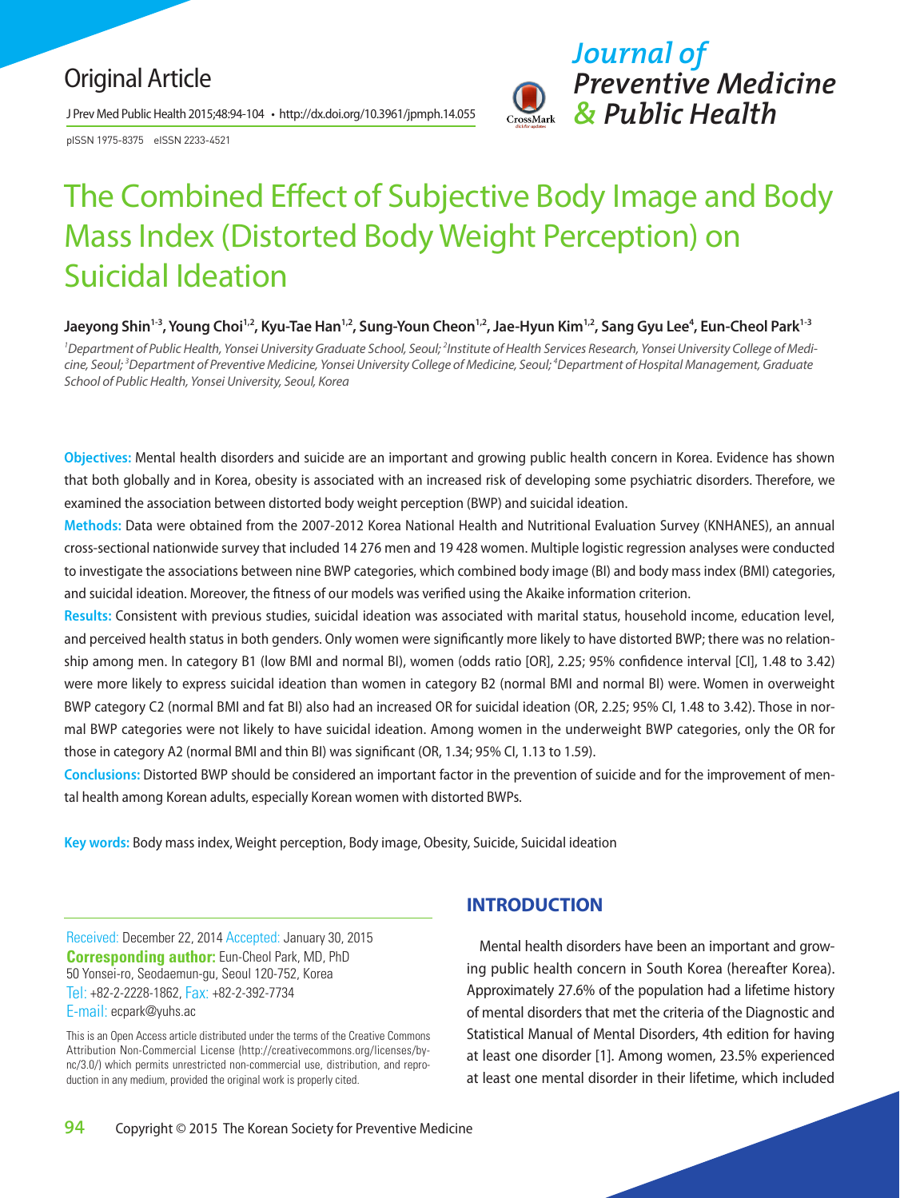Original Article

pISSN 1975-8375 eISSN 2233-4521

# The Combined Effect of Subjective Body Image and Body Mass Index (Distorted Body Weight Perception) on Suicidal Ideation

**Jaeyong Shin[1-3], Young Choi[1,2], Kyu-Tae Han[1,2], Sung-Youn Cheon[1,2], Jae-Hyun Kim[1,2], Sang Gyu Lee[4], Eun-Cheol Park[1-3]**

*[1]Department of Public Health, Yonsei University Graduate School, Seoul; [2]Institute of Health Services Research, Yonsei University College of Medicine, Seoul; [3]Department of Preventive Medicine, Yonsei University College of Medicine, Seoul; [4]Department of Hospital Management, Graduate School of Public Health, Yonsei University, Seoul, Korea*

**Objectives:** Mental health disorders and suicide are an important and growing public health concern in Korea. Evidence has shown that both globally and in Korea, obesity is associated with an increased risk of developing some psychiatric disorders. Therefore, we examined the association between distorted body weight perception (BWP) and suicidal ideation.

**Methods:** Data were obtained from the 2007-2012 Korea National Health and Nutritional Evaluation Survey (KNHANES), an annual cross-sectional nationwide survey that included 14 276 men and 19 428 women. Multiple logistic regression analyses were conducted to investigate the associations between nine BWP categories, which combined body image (BI) and body mass index (BMI) categories, and suicidal ideation. Moreover, the fitness of our models was verified using the Akaike information criterion.

**Results:** Consistent with previous studies, suicidal ideation was associated with marital status, household income, education level, and perceived health status in both genders. Only women were significantly more likely to have distorted BWP; there was no relationship among men. In category B1 (low BMI and normal BI), women (odds ratio [OR], 2.25; 95% confidence interval [CI], 1.48 to 3.42) were more likely to express suicidal ideation than women in category B2 (normal BMI and normal BI) were. Women in overweight BWP category C2 (normal BMI and fat BI) also had an increased OR for suicidal ideation (OR, 2.25; 95% CI, 1.48 to 3.42). Those in normal BWP categories were not likely to have suicidal ideation. Among women in the underweight BWP categories, only the OR for those in category A2 (normal BMI and thin BI) was significant (OR, 1.34; 95% CI, 1.13 to 1.59).

**Conclusions:** Distorted BWP should be considered an important factor in the prevention of suicide and for the improvement of mental health among Korean adults, especially Korean women with distorted BWPs.

**Key words:** Body mass index, Weight perception, Body image, Obesity, Suicide, Suicidal ideation

Received: December 22, 2014 Accepted: January 30, 2015
**Corresponding author:** Eun-Cheol Park, MD, PhD
50 Yonsei-ro, Seodaemun-gu, Seoul 120-752, Korea
Tel: +82-2-2228-1862, Fax: +82-2-392-7734
E-mail: ecpark@yuhs.ac

This is an Open Access article distributed under the terms of the Creative Commons Attribution Non-Commercial License (http://creativecommons.org/licenses/by-nc/3.0/) which permits unrestricted non-commercial use, distribution, and reproduction in any medium, provided the original work is properly cited.

## INTRODUCTION

Mental health disorders have been an important and growing public health concern in South Korea (hereafter Korea). Approximately 27.6% of the population had a lifetime history of mental disorders that met the criteria of the Diagnostic and Statistical Manual of Mental Disorders, 4th edition for having at least one disorder [1]. Among women, 23.5% experienced at least one mental disorder in their lifetime, which included

Copyright © 2015 The Korean Society for Preventive Medicine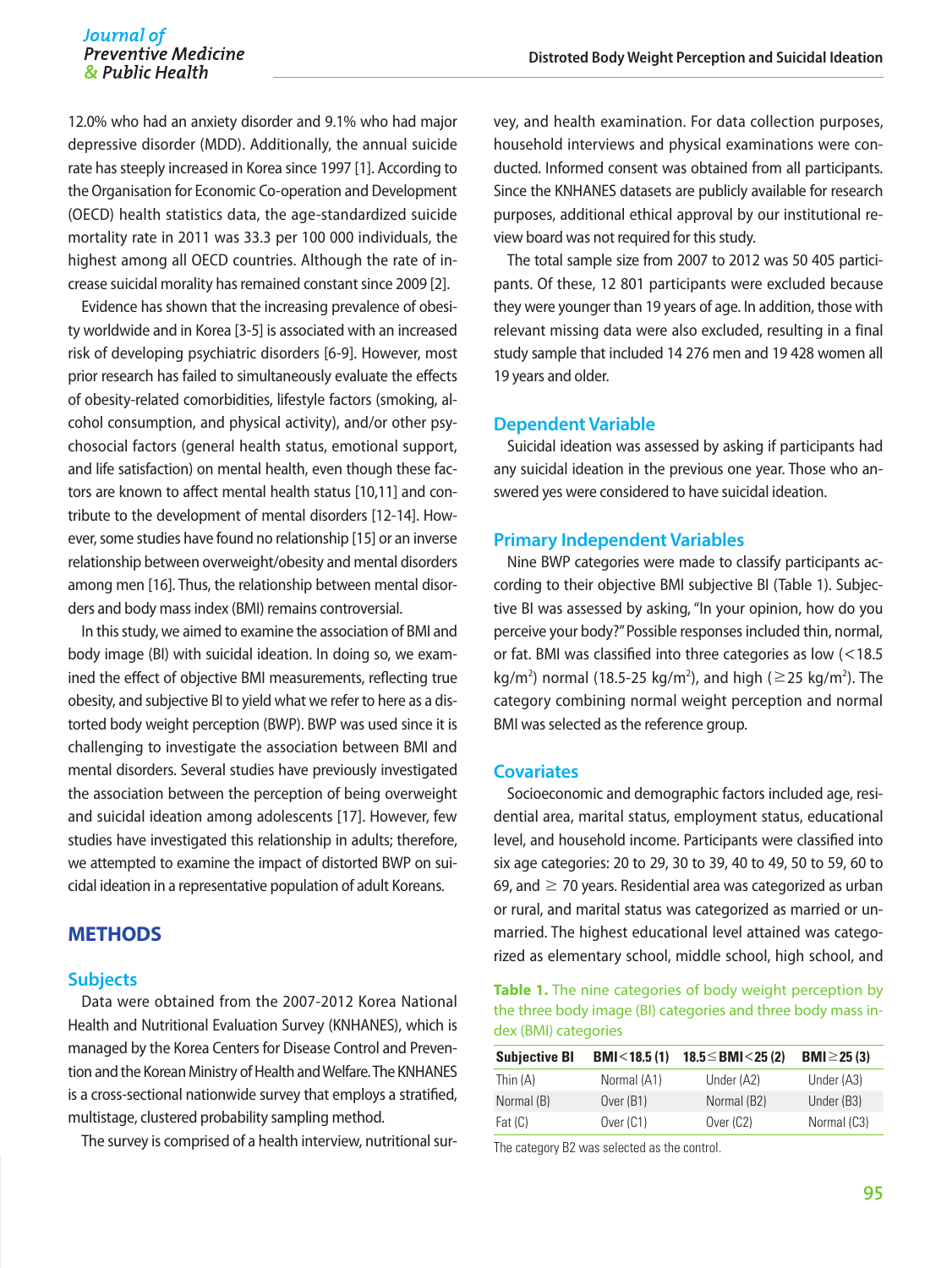12.0% who had an anxiety disorder and 9.1% who had major depressive disorder (MDD). Additionally, the annual suicide rate has steeply increased in Korea since 1997 [1]. According to the Organisation for Economic Co-operation and Development (OECD) health statistics data, the age-standardized suicide mortality rate in 2011 was 33.3 per 100 000 individuals, the highest among all OECD countries. Although the rate of increase suicidal morality has remained constant since 2009 [2].

Evidence has shown that the increasing prevalence of obesity worldwide and in Korea [3-5] is associated with an increased risk of developing psychiatric disorders [6-9]. However, most prior research has failed to simultaneously evaluate the effects of obesity-related comorbidities, lifestyle factors (smoking, alcohol consumption, and physical activity), and/or other psychosocial factors (general health status, emotional support, and life satisfaction) on mental health, even though these factors are known to affect mental health status [10,11] and contribute to the development of mental disorders [12-14]. However, some studies have found no relationship [15] or an inverse relationship between overweight/obesity and mental disorders among men [16]. Thus, the relationship between mental disorders and body mass index (BMI) remains controversial.

In this study, we aimed to examine the association of BMI and body image (BI) with suicidal ideation. In doing so, we examined the effect of objective BMI measurements, reflecting true obesity, and subjective BI to yield what we refer to here as a distorted body weight perception (BWP). BWP was used since it is challenging to investigate the association between BMI and mental disorders. Several studies have previously investigated the association between the perception of being overweight and suicidal ideation among adolescents [17]. However, few studies have investigated this relationship in adults; therefore, we attempted to examine the impact of distorted BWP on suicidal ideation in a representative population of adult Koreans.

## METHODS

### Subjects

Data were obtained from the 2007-2012 Korea National Health and Nutritional Evaluation Survey (KNHANES), which is managed by the Korea Centers for Disease Control and Prevention and the Korean Ministry of Health and Welfare. The KNHANES is a cross-sectional nationwide survey that employs a stratified, multistage, clustered probability sampling method.

The survey is comprised of a health interview, nutritional survey, and health examination. For data collection purposes, household interviews and physical examinations were conducted. Informed consent was obtained from all participants. Since the KNHANES datasets are publicly available for research purposes, additional ethical approval by our institutional review board was not required for this study.

The total sample size from 2007 to 2012 was 50 405 participants. Of these, 12 801 participants were excluded because they were younger than 19 years of age. In addition, those with relevant missing data were also excluded, resulting in a final study sample that included 14 276 men and 19 428 women all 19 years and older.

### Dependent Variable

Suicidal ideation was assessed by asking if participants had any suicidal ideation in the previous one year. Those who answered yes were considered to have suicidal ideation.

### Primary Independent Variables

Nine BWP categories were made to classify participants according to their objective BMI subjective BI (Table 1). Subjective BI was assessed by asking, "In your opinion, how do you perceive your body?" Possible responses included thin, normal, or fat. BMI was classified into three categories as low (<18.5 kg/m$^2$) normal (18.5-25 kg/m$^2$), and high (≥25 kg/m$^2$). The category combining normal weight perception and normal BMI was selected as the reference group.

### Covariates

Socioeconomic and demographic factors included age, residential area, marital status, employment status, educational level, and household income. Participants were classified into six age categories: 20 to 29, 30 to 39, 40 to 49, 50 to 59, 60 to 69, and ≥ 70 years. Residential area was categorized as urban or rural, and marital status was categorized as married or unmarried. The highest educational level attained was categorized as elementary school, middle school, high school, and

**Table 1.** The nine categories of body weight perception by the three body image (BI) categories and three body mass index (BMI) categories

| Subjective BI | BMI<18.5 (1) | 18.5≤BMI<25 (2) | BMI≥25 (3) |
|---|---|---|---|
| Thin (A) | Normal (A1) | Under (A2) | Under (A3) |
| Normal (B) | Over (B1) | Normal (B2) | Under (B3) |
| Fat (C) | Over (C1) | Over (C2) | Normal (C3) |

The category B2 was selected as the control.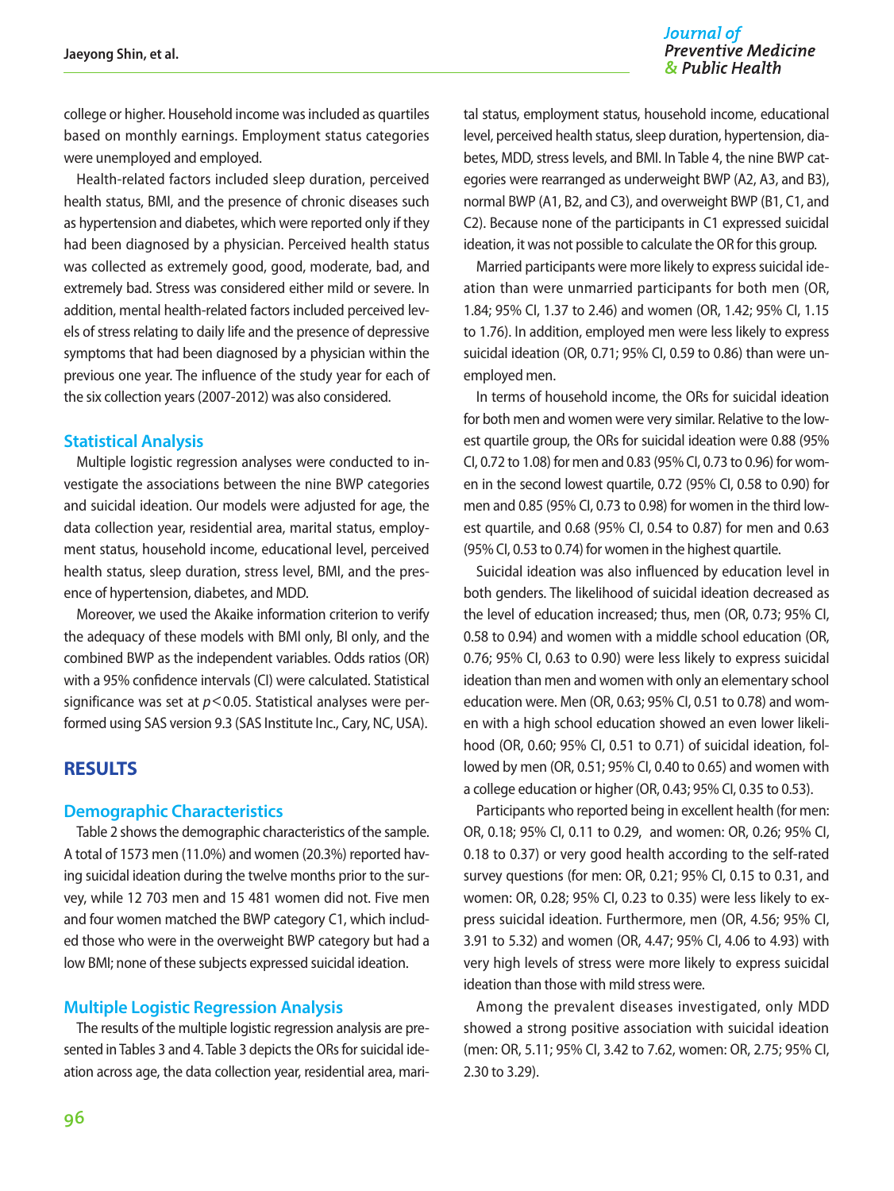college or higher. Household income was included as quartiles based on monthly earnings. Employment status categories were unemployed and employed.

Health-related factors included sleep duration, perceived health status, BMI, and the presence of chronic diseases such as hypertension and diabetes, which were reported only if they had been diagnosed by a physician. Perceived health status was collected as extremely good, good, moderate, bad, and extremely bad. Stress was considered either mild or severe. In addition, mental health-related factors included perceived levels of stress relating to daily life and the presence of depressive symptoms that had been diagnosed by a physician within the previous one year. The influence of the study year for each of the six collection years (2007-2012) was also considered.

### Statistical Analysis

Multiple logistic regression analyses were conducted to investigate the associations between the nine BWP categories and suicidal ideation. Our models were adjusted for age, the data collection year, residential area, marital status, employment status, household income, educational level, perceived health status, sleep duration, stress level, BMI, and the presence of hypertension, diabetes, and MDD.

Moreover, we used the Akaike information criterion to verify the adequacy of these models with BMI only, BI only, and the combined BWP as the independent variables. Odds ratios (OR) with a 95% confidence intervals (CI) were calculated. Statistical significance was set at $p<0.05$. Statistical analyses were performed using SAS version 9.3 (SAS Institute Inc., Cary, NC, USA).

## RESULTS

### Demographic Characteristics

Table 2 shows the demographic characteristics of the sample. A total of 1573 men (11.0%) and women (20.3%) reported having suicidal ideation during the twelve months prior to the survey, while 12 703 men and 15 481 women did not. Five men and four women matched the BWP category C1, which included those who were in the overweight BWP category but had a low BMI; none of these subjects expressed suicidal ideation.

### Multiple Logistic Regression Analysis

The results of the multiple logistic regression analysis are presented in Tables 3 and 4. Table 3 depicts the ORs for suicidal ideation across age, the data collection year, residential area, marital status, employment status, household income, educational level, perceived health status, sleep duration, hypertension, diabetes, MDD, stress levels, and BMI. In Table 4, the nine BWP categories were rearranged as underweight BWP (A2, A3, and B3), normal BWP (A1, B2, and C3), and overweight BWP (B1, C1, and C2). Because none of the participants in C1 expressed suicidal ideation, it was not possible to calculate the OR for this group.

Married participants were more likely to express suicidal ideation than were unmarried participants for both men (OR, 1.84; 95% CI, 1.37 to 2.46) and women (OR, 1.42; 95% CI, 1.15 to 1.76). In addition, employed men were less likely to express suicidal ideation (OR, 0.71; 95% CI, 0.59 to 0.86) than were unemployed men.

In terms of household income, the ORs for suicidal ideation for both men and women were very similar. Relative to the lowest quartile group, the ORs for suicidal ideation were 0.88 (95% CI, 0.72 to 1.08) for men and 0.83 (95% CI, 0.73 to 0.96) for women in the second lowest quartile, 0.72 (95% CI, 0.58 to 0.90) for men and 0.85 (95% CI, 0.73 to 0.98) for women in the third lowest quartile, and 0.68 (95% CI, 0.54 to 0.87) for men and 0.63 (95% CI, 0.53 to 0.74) for women in the highest quartile.

Suicidal ideation was also influenced by education level in both genders. The likelihood of suicidal ideation decreased as the level of education increased; thus, men (OR, 0.73; 95% CI, 0.58 to 0.94) and women with a middle school education (OR, 0.76; 95% CI, 0.63 to 0.90) were less likely to express suicidal ideation than men and women with only an elementary school education were. Men (OR, 0.63; 95% CI, 0.51 to 0.78) and women with a high school education showed an even lower likelihood (OR, 0.60; 95% CI, 0.51 to 0.71) of suicidal ideation, followed by men (OR, 0.51; 95% CI, 0.40 to 0.65) and women with a college education or higher (OR, 0.43; 95% CI, 0.35 to 0.53).

Participants who reported being in excellent health (for men: OR, 0.18; 95% CI, 0.11 to 0.29, and women: OR, 0.26; 95% CI, 0.18 to 0.37) or very good health according to the self-rated survey questions (for men: OR, 0.21; 95% CI, 0.15 to 0.31, and women: OR, 0.28; 95% CI, 0.23 to 0.35) were less likely to express suicidal ideation. Furthermore, men (OR, 4.56; 95% CI, 3.91 to 5.32) and women (OR, 4.47; 95% CI, 4.06 to 4.93) with very high levels of stress were more likely to express suicidal ideation than those with mild stress were.

Among the prevalent diseases investigated, only MDD showed a strong positive association with suicidal ideation (men: OR, 5.11; 95% CI, 3.42 to 7.62, women: OR, 2.75; 95% CI, 2.30 to 3.29).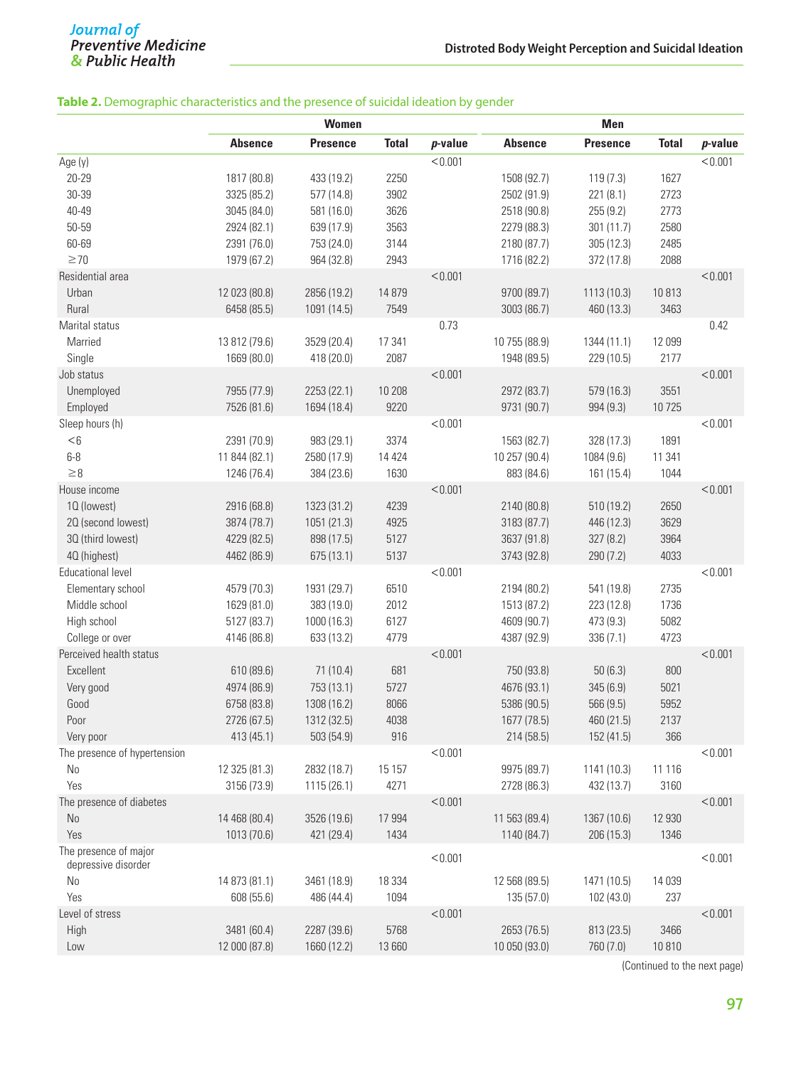**Table 2.** Demographic characteristics and the presence of suicidal ideation by gender

| | Women | | | | Men | | | |
|---|---|---|---|---|---|---|---|---|
| | Absence | Presence | Total | *p*-value | Absence | Presence | Total | *p*-value |
| Age (y) | | | | <0.001 | | | | <0.001 |
| 20-29 | 1817 (80.8) | 433 (19.2) | 2250 | | 1508 (92.7) | 119 (7.3) | 1627 | |
| 30-39 | 3325 (85.2) | 577 (14.8) | 3902 | | 2502 (91.9) | 221 (8.1) | 2723 | |
| 40-49 | 3045 (84.0) | 581 (16.0) | 3626 | | 2518 (90.8) | 255 (9.2) | 2773 | |
| 50-59 | 2924 (82.1) | 639 (17.9) | 3563 | | 2279 (88.3) | 301 (11.7) | 2580 | |
| 60-69 | 2391 (76.0) | 753 (24.0) | 3144 | | 2180 (87.7) | 305 (12.3) | 2485 | |
| ≥70 | 1979 (67.2) | 964 (32.8) | 2943 | | 1716 (82.2) | 372 (17.8) | 2088 | |
| Residential area | | | | <0.001 | | | | <0.001 |
| Urban | 12 023 (80.8) | 2856 (19.2) | 14 879 | | 9700 (89.7) | 1113 (10.3) | 10 813 | |
| Rural | 6458 (85.5) | 1091 (14.5) | 7549 | | 3003 (86.7) | 460 (13.3) | 3463 | |
| Marital status | | | | 0.73 | | | | 0.42 |
| Married | 13 812 (79.6) | 3529 (20.4) | 17 341 | | 10 755 (88.9) | 1344 (11.1) | 12 099 | |
| Single | 1669 (80.0) | 418 (20.0) | 2087 | | 1948 (89.5) | 229 (10.5) | 2177 | |
| Job status | | | | <0.001 | | | | <0.001 |
| Unemployed | 7955 (77.9) | 2253 (22.1) | 10 208 | | 2972 (83.7) | 579 (16.3) | 3551 | |
| Employed | 7526 (81.6) | 1694 (18.4) | 9220 | | 9731 (90.7) | 994 (9.3) | 10 725 | |
| Sleep hours (h) | | | | <0.001 | | | | <0.001 |
| <6 | 2391 (70.9) | 983 (29.1) | 3374 | | 1563 (82.7) | 328 (17.3) | 1891 | |
| 6-8 | 11 844 (82.1) | 2580 (17.9) | 14 424 | | 10 257 (90.4) | 1084 (9.6) | 11 341 | |
| ≥8 | 1246 (76.4) | 384 (23.6) | 1630 | | 883 (84.6) | 161 (15.4) | 1044 | |
| House income | | | | <0.001 | | | | <0.001 |
| 1Q (lowest) | 2916 (68.8) | 1323 (31.2) | 4239 | | 2140 (80.8) | 510 (19.2) | 2650 | |
| 2Q (second lowest) | 3874 (78.7) | 1051 (21.3) | 4925 | | 3183 (87.7) | 446 (12.3) | 3629 | |
| 3Q (third lowest) | 4229 (82.5) | 898 (17.5) | 5127 | | 3637 (91.8) | 327 (8.2) | 3964 | |
| 4Q (highest) | 4462 (86.9) | 675 (13.1) | 5137 | | 3743 (92.8) | 290 (7.2) | 4033 | |
| Educational level | | | | <0.001 | | | | <0.001 |
| Elementary school | 4579 (70.3) | 1931 (29.7) | 6510 | | 2194 (80.2) | 541 (19.8) | 2735 | |
| Middle school | 1629 (81.0) | 383 (19.0) | 2012 | | 1513 (87.2) | 223 (12.8) | 1736 | |
| High school | 5127 (83.7) | 1000 (16.3) | 6127 | | 4609 (90.7) | 473 (9.3) | 5082 | |
| College or over | 4146 (86.8) | 633 (13.2) | 4779 | | 4387 (92.9) | 336 (7.1) | 4723 | |
| Perceived health status | | | | <0.001 | | | | <0.001 |
| Excellent | 610 (89.6) | 71 (10.4) | 681 | | 750 (93.8) | 50 (6.3) | 800 | |
| Very good | 4974 (86.9) | 753 (13.1) | 5727 | | 4676 (93.1) | 345 (6.9) | 5021 | |
| Good | 6758 (83.8) | 1308 (16.2) | 8066 | | 5386 (90.5) | 566 (9.5) | 5952 | |
| Poor | 2726 (67.5) | 1312 (32.5) | 4038 | | 1677 (78.5) | 460 (21.5) | 2137 | |
| Very poor | 413 (45.1) | 503 (54.9) | 916 | | 214 (58.5) | 152 (41.5) | 366 | |
| The presence of hypertension | | | | <0.001 | | | | <0.001 |
| No | 12 325 (81.3) | 2832 (18.7) | 15 157 | | 9975 (89.7) | 1141 (10.3) | 11 116 | |
| Yes | 3156 (73.9) | 1115 (26.1) | 4271 | | 2728 (86.3) | 432 (13.7) | 3160 | |
| The presence of diabetes | | | | <0.001 | | | | <0.001 |
| No | 14 468 (80.4) | 3526 (19.6) | 17 994 | | 11 563 (89.4) | 1367 (10.6) | 12 930 | |
| Yes | 1013 (70.6) | 421 (29.4) | 1434 | | 1140 (84.7) | 206 (15.3) | 1346 | |
| The presence of major depressive disorder | | | | <0.001 | | | | <0.001 |
| No | 14 873 (81.1) | 3461 (18.9) | 18 334 | | 12 568 (89.5) | 1471 (10.5) | 14 039 | |
| Yes | 608 (55.6) | 486 (44.4) | 1094 | | 135 (57.0) | 102 (43.0) | 237 | |
| Level of stress | | | | <0.001 | | | | <0.001 |
| High | 3481 (60.4) | 2287 (39.6) | 5768 | | 2653 (76.5) | 813 (23.5) | 3466 | |
| Low | 12 000 (87.8) | 1660 (12.2) | 13 660 | | 10 050 (93.0) | 760 (7.0) | 10 810 | |

(Continued to the next page)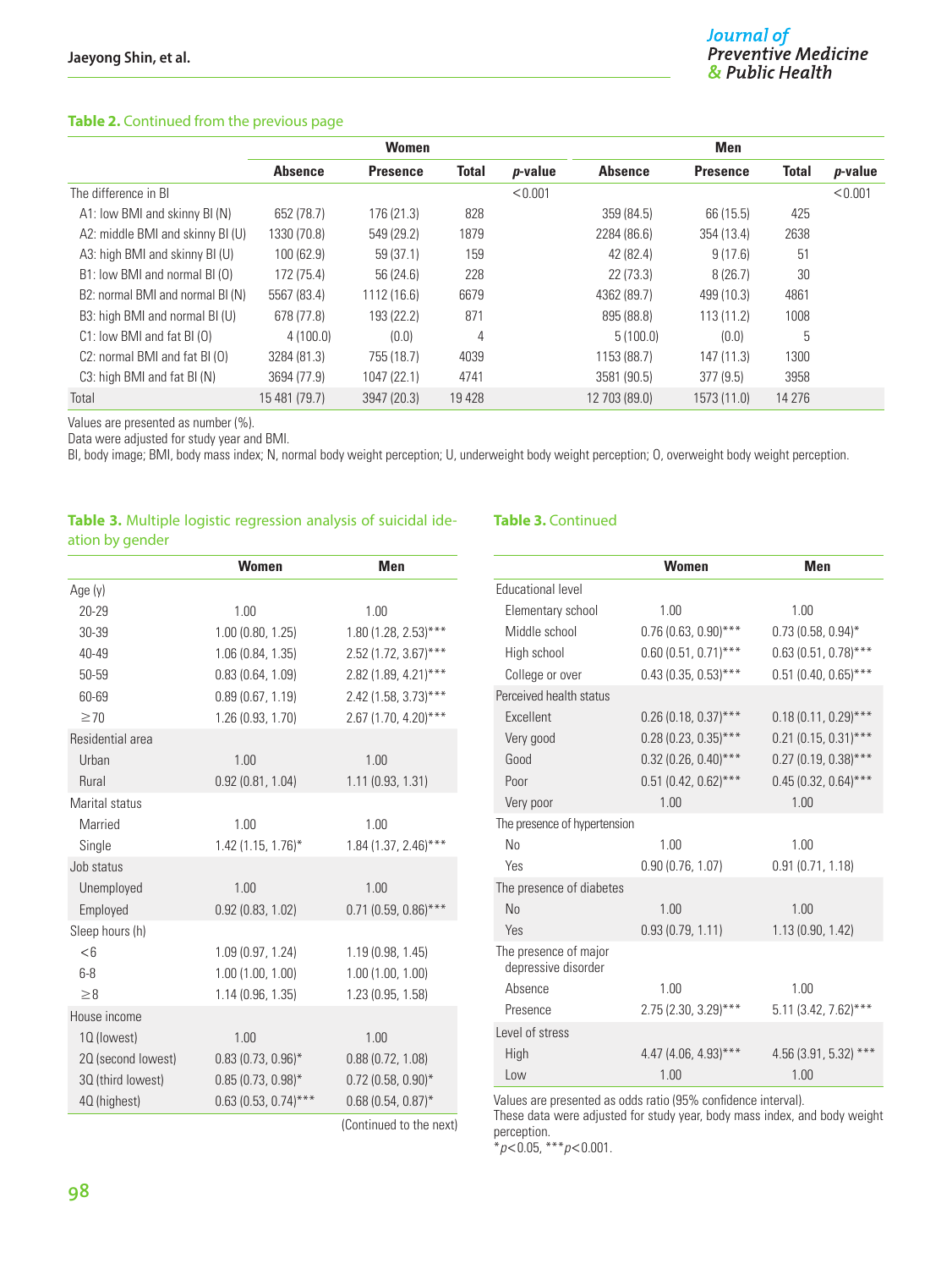**Table 2.** Continued from the previous page

| | Women | | | | Men | | | |
|---|---|---|---|---|---|---|---|---|
| | Absence | Presence | Total | *p*-value | Absence | Presence | Total | *p*-value |
| The difference in BI | | | | <0.001 | | | | <0.001 |
| A1: low BMI and skinny BI (N) | 652 (78.7) | 176 (21.3) | 828 | | 359 (84.5) | 66 (15.5) | 425 | |
| A2: middle BMI and skinny BI (U) | 1330 (70.8) | 549 (29.2) | 1879 | | 2284 (86.6) | 354 (13.4) | 2638 | |
| A3: high BMI and skinny BI (U) | 100 (62.9) | 59 (37.1) | 159 | | 42 (82.4) | 9 (17.6) | 51 | |
| B1: low BMI and normal BI (O) | 172 (75.4) | 56 (24.6) | 228 | | 22 (73.3) | 8 (26.7) | 30 | |
| B2: normal BMI and normal BI (N) | 5567 (83.4) | 1112 (16.6) | 6679 | | 4362 (89.7) | 499 (10.3) | 4861 | |
| B3: high BMI and normal BI (U) | 678 (77.8) | 193 (22.2) | 871 | | 895 (88.8) | 113 (11.2) | 1008 | |
| C1: low BMI and fat BI (O) | 4 (100.0) | (0.0) | 4 | | 5 (100.0) | (0.0) | 5 | |
| C2: normal BMI and fat BI (O) | 3284 (81.3) | 755 (18.7) | 4039 | | 1153 (88.7) | 147 (11.3) | 1300 | |
| C3: high BMI and fat BI (N) | 3694 (77.9) | 1047 (22.1) | 4741 | | 3581 (90.5) | 377 (9.5) | 3958 | |
| Total | 15 481 (79.7) | 3947 (20.3) | 19 428 | | 12 703 (89.0) | 1573 (11.0) | 14 276 | |

Values are presented as number (%).
Data were adjusted for study year and BMI.
BI, body image; BMI, body mass index; N, normal body weight perception; U, underweight body weight perception; O, overweight body weight perception.

**Table 3.** Multiple logistic regression analysis of suicidal ideation by gender

| | Women | Men |
|---|---|---|
| Age (y) | | |
| 20-29 | 1.00 | 1.00 |
| 30-39 | 1.00 (0.80, 1.25) | 1.80 (1.28, 2.53)*** |
| 40-49 | 1.06 (0.84, 1.35) | 2.52 (1.72, 3.67)*** |
| 50-59 | 0.83 (0.64, 1.09) | 2.82 (1.89, 4.21)*** |
| 60-69 | 0.89 (0.67, 1.19) | 2.42 (1.58, 3.73)*** |
| ≥70 | 1.26 (0.93, 1.70) | 2.67 (1.70, 4.20)*** |
| Residential area | | |
| Urban | 1.00 | 1.00 |
| Rural | 0.92 (0.81, 1.04) | 1.11 (0.93, 1.31) |
| Marital status | | |
| Married | 1.00 | 1.00 |
| Single | 1.42 (1.15, 1.76)* | 1.84 (1.37, 2.46)*** |
| Job status | | |
| Unemployed | 1.00 | 1.00 |
| Employed | 0.92 (0.83, 1.02) | 0.71 (0.59, 0.86)*** |
| Sleep hours (h) | | |
| <6 | 1.09 (0.97, 1.24) | 1.19 (0.98, 1.45) |
| 6-8 | 1.00 (1.00, 1.00) | 1.00 (1.00, 1.00) |
| ≥8 | 1.14 (0.96, 1.35) | 1.23 (0.95, 1.58) |
| House income | | |
| 1Q (lowest) | 1.00 | 1.00 |
| 2Q (second lowest) | 0.83 (0.73, 0.96)* | 0.88 (0.72, 1.08) |
| 3Q (third lowest) | 0.85 (0.73, 0.98)* | 0.72 (0.58, 0.90)* |
| 4Q (highest) | 0.63 (0.53, 0.74)*** | 0.68 (0.54, 0.87)* |
| Educational level | | |
| Elementary school | 1.00 | 1.00 |
| Middle school | 0.76 (0.63, 0.90)*** | 0.73 (0.58, 0.94)* |
| High school | 0.60 (0.51, 0.71)*** | 0.63 (0.51, 0.78)*** |
| College or over | 0.43 (0.35, 0.53)*** | 0.51 (0.40, 0.65)*** |
| Perceived health status | | |
| Excellent | 0.26 (0.18, 0.37)*** | 0.18 (0.11, 0.29)*** |
| Very good | 0.28 (0.23, 0.35)*** | 0.21 (0.15, 0.31)*** |
| Good | 0.32 (0.26, 0.40)*** | 0.27 (0.19, 0.38)*** |
| Poor | 0.51 (0.42, 0.62)*** | 0.45 (0.32, 0.64)*** |
| Very poor | 1.00 | 1.00 |
| The presence of hypertension | | |
| No | 1.00 | 1.00 |
| Yes | 0.90 (0.76, 1.07) | 0.91 (0.71, 1.18) |
| The presence of diabetes | | |
| No | 1.00 | 1.00 |
| Yes | 0.93 (0.79, 1.11) | 1.13 (0.90, 1.42) |
| The presence of major depressive disorder | | |
| Absence | 1.00 | 1.00 |
| Presence | 2.75 (2.30, 3.29)*** | 5.11 (3.42, 7.62)*** |
| Level of stress | | |
| High | 4.47 (4.06, 4.93)*** | 4.56 (3.91, 5.32) *** |
| Low | 1.00 | 1.00 |

Values are presented as odds ratio (95% confidence interval).
These data were adjusted for study year, body mass index, and body weight perception.
*$p<0.05$, ***$p<0.001$.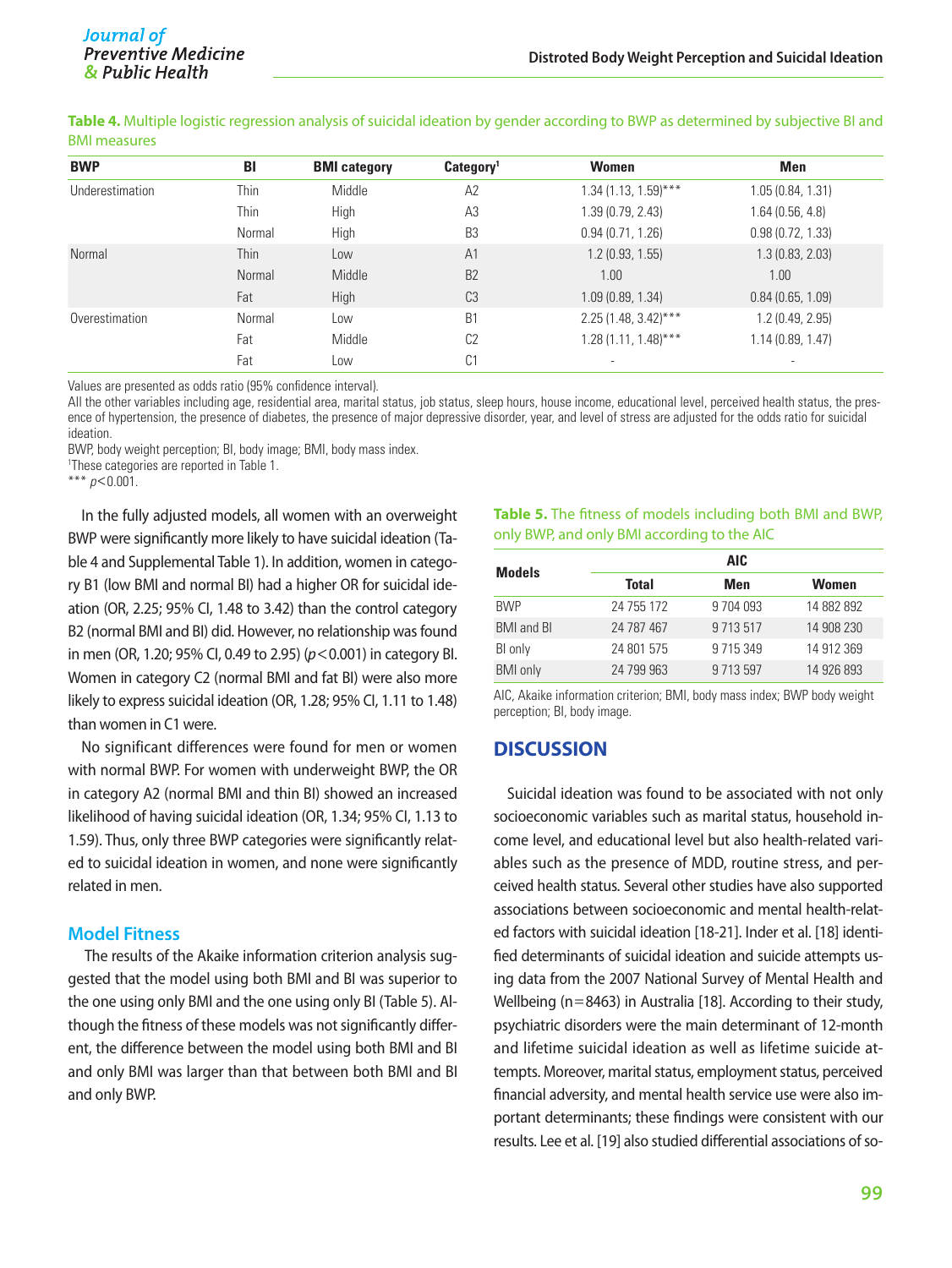**Table 4.** Multiple logistic regression analysis of suicidal ideation by gender according to BWP as determined by subjective BI and BMI measures

| BWP | BI | BMI category | Category[1] | Women | Men |
|---|---|---|---|---|---|
| Underestimation | Thin | Middle | A2 | 1.34 (1.13, 1.59)*** | 1.05 (0.84, 1.31) |
| | Thin | High | A3 | 1.39 (0.79, 2.43) | 1.64 (0.56, 4.8) |
| | Normal | High | B3 | 0.94 (0.71, 1.26) | 0.98 (0.72, 1.33) |
| Normal | Thin | Low | A1 | 1.2 (0.93, 1.55) | 1.3 (0.83, 2.03) |
| | Normal | Middle | B2 | 1.00 | 1.00 |
| | Fat | High | C3 | 1.09 (0.89, 1.34) | 0.84 (0.65, 1.09) |
| Overestimation | Normal | Low | B1 | 2.25 (1.48, 3.42)*** | 1.2 (0.49, 2.95) |
| | Fat | Middle | C2 | 1.28 (1.11, 1.48)*** | 1.14 (0.89, 1.47) |
| | Fat | Low | C1 | - | - |

Values are presented as odds ratio (95% confidence interval).

All the other variables including age, residential area, marital status, job status, sleep hours, house income, educational level, perceived health status, the presence of hypertension, the presence of diabetes, the presence of major depressive disorder, year, and level of stress are adjusted for the odds ratio for suicidal ideation.

BWP, body weight perception; BI, body image; BMI, body mass index.

[1]These categories are reported in Table 1.

*** $p<0.001$.

In the fully adjusted models, all women with an overweight BWP were significantly more likely to have suicidal ideation (Table 4 and Supplemental Table 1). In addition, women in category B1 (low BMI and normal BI) had a higher OR for suicidal ideation (OR, 2.25; 95% CI, 1.48 to 3.42) than the control category B2 (normal BMI and BI) did. However, no relationship was found in men (OR, 1.20; 95% CI, 0.49 to 2.95) ($p<0.001$) in category BI. Women in category C2 (normal BMI and fat BI) were also more likely to express suicidal ideation (OR, 1.28; 95% CI, 1.11 to 1.48) than women in C1 were.

No significant differences were found for men or women with normal BWP. For women with underweight BWP, the OR in category A2 (normal BMI and thin BI) showed an increased likelihood of having suicidal ideation (OR, 1.34; 95% CI, 1.13 to 1.59). Thus, only three BWP categories were significantly related to suicidal ideation in women, and none were significantly related in men.

### Model Fitness

The results of the Akaike information criterion analysis suggested that the model using both BMI and BI was superior to the one using only BMI and the one using only BI (Table 5). Although the fitness of these models was not significantly different, the difference between the model using both BMI and BI and only BMI was larger than that between both BMI and BI and only BWP.

**Table 5.** The fitness of models including both BMI and BWP, only BWP, and only BMI according to the AIC

| Models | AIC | | |
|---|---|---|---|
| | Total | Men | Women |
| BWP | 24 755 172 | 9 704 093 | 14 882 892 |
| BMI and BI | 24 787 467 | 9 713 517 | 14 908 230 |
| BI only | 24 801 575 | 9 715 349 | 14 912 369 |
| BMI only | 24 799 963 | 9 713 597 | 14 926 893 |

AIC, Akaike information criterion; BMI, body mass index; BWP body weight perception; BI, body image.

## DISCUSSION

Suicidal ideation was found to be associated with not only socioeconomic variables such as marital status, household income level, and educational level but also health-related variables such as the presence of MDD, routine stress, and perceived health status. Several other studies have also supported associations between socioeconomic and mental health-related factors with suicidal ideation [18-21]. Inder et al. [18] identified determinants of suicidal ideation and suicide attempts using data from the 2007 National Survey of Mental Health and Wellbeing (n=8463) in Australia [18]. According to their study, psychiatric disorders were the main determinant of 12-month and lifetime suicidal ideation as well as lifetime suicide attempts. Moreover, marital status, employment status, perceived financial adversity, and mental health service use were also important determinants; these findings were consistent with our results. Lee et al. [19] also studied differential associations of so-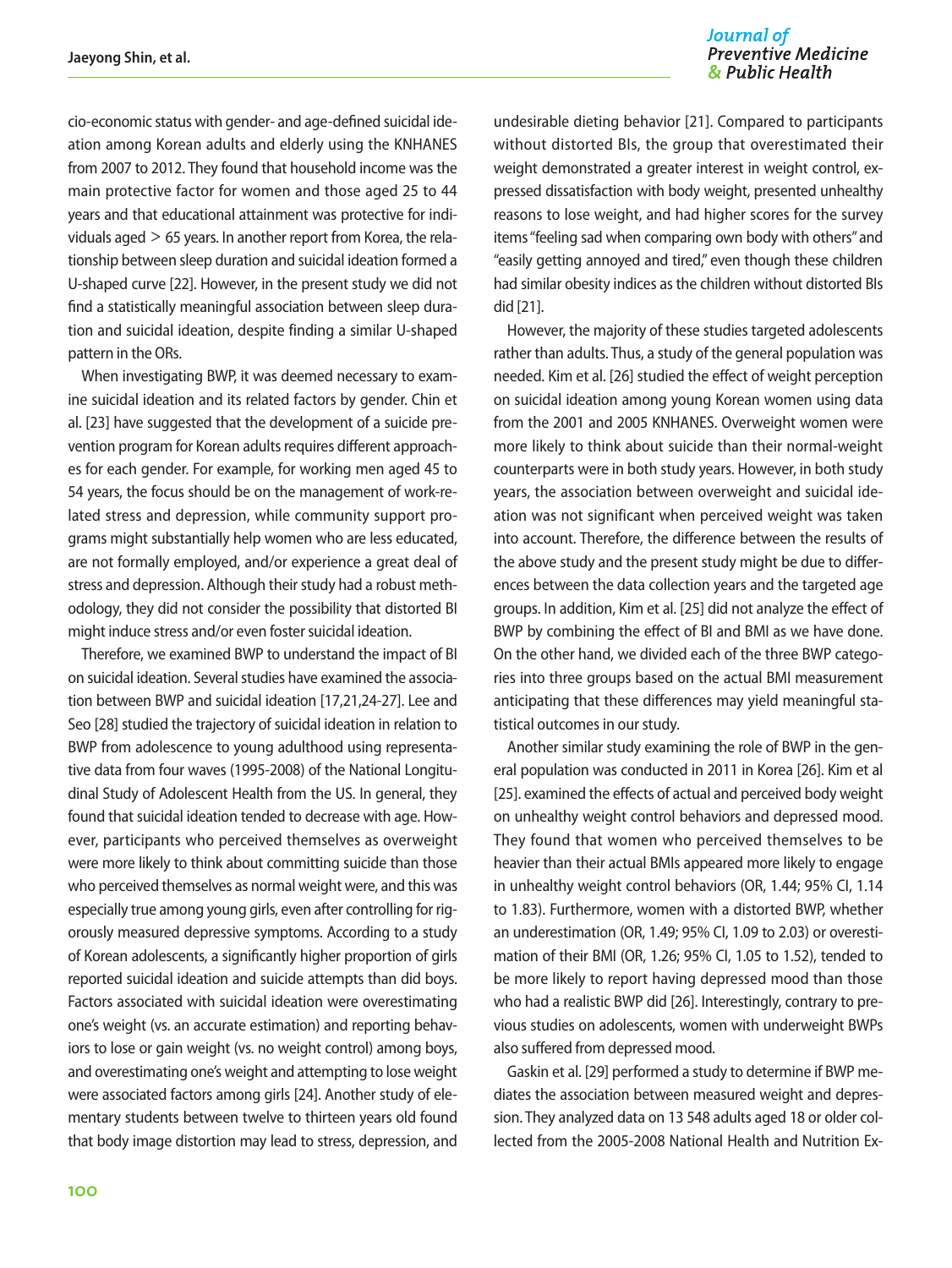cio-economic status with gender- and age-defined suicidal ideation among Korean adults and elderly using the KNHANES from 2007 to 2012. They found that household income was the main protective factor for women and those aged 25 to 44 years and that educational attainment was protective for individuals aged > 65 years. In another report from Korea, the relationship between sleep duration and suicidal ideation formed a U-shaped curve [22]. However, in the present study we did not find a statistically meaningful association between sleep duration and suicidal ideation, despite finding a similar U-shaped pattern in the ORs.

When investigating BWP, it was deemed necessary to examine suicidal ideation and its related factors by gender. Chin et al. [23] have suggested that the development of a suicide prevention program for Korean adults requires different approaches for each gender. For example, for working men aged 45 to 54 years, the focus should be on the management of work-related stress and depression, while community support programs might substantially help women who are less educated, are not formally employed, and/or experience a great deal of stress and depression. Although their study had a robust methodology, they did not consider the possibility that distorted BI might induce stress and/or even foster suicidal ideation.

Therefore, we examined BWP to understand the impact of BI on suicidal ideation. Several studies have examined the association between BWP and suicidal ideation [17,21,24-27]. Lee and Seo [28] studied the trajectory of suicidal ideation in relation to BWP from adolescence to young adulthood using representative data from four waves (1995-2008) of the National Longitudinal Study of Adolescent Health from the US. In general, they found that suicidal ideation tended to decrease with age. However, participants who perceived themselves as overweight were more likely to think about committing suicide than those who perceived themselves as normal weight were, and this was especially true among young girls, even after controlling for rigorously measured depressive symptoms. According to a study of Korean adolescents, a significantly higher proportion of girls reported suicidal ideation and suicide attempts than did boys. Factors associated with suicidal ideation were overestimating one's weight (vs. an accurate estimation) and reporting behaviors to lose or gain weight (vs. no weight control) among boys, and overestimating one's weight and attempting to lose weight were associated factors among girls [24]. Another study of elementary students between twelve to thirteen years old found that body image distortion may lead to stress, depression, and undesirable dieting behavior [21]. Compared to participants without distorted BIs, the group that overestimated their weight demonstrated a greater interest in weight control, expressed dissatisfaction with body weight, presented unhealthy reasons to lose weight, and had higher scores for the survey items "feeling sad when comparing own body with others" and "easily getting annoyed and tired," even though these children had similar obesity indices as the children without distorted BIs did [21].

However, the majority of these studies targeted adolescents rather than adults. Thus, a study of the general population was needed. Kim et al. [26] studied the effect of weight perception on suicidal ideation among young Korean women using data from the 2001 and 2005 KNHANES. Overweight women were more likely to think about suicide than their normal-weight counterparts were in both study years. However, in both study years, the association between overweight and suicidal ideation was not significant when perceived weight was taken into account. Therefore, the difference between the results of the above study and the present study might be due to differences between the data collection years and the targeted age groups. In addition, Kim et al. [25] did not analyze the effect of BWP by combining the effect of BI and BMI as we have done. On the other hand, we divided each of the three BWP categories into three groups based on the actual BMI measurement anticipating that these differences may yield meaningful statistical outcomes in our study.

Another similar study examining the role of BWP in the general population was conducted in 2011 in Korea [26]. Kim et al [25]. examined the effects of actual and perceived body weight on unhealthy weight control behaviors and depressed mood. They found that women who perceived themselves to be heavier than their actual BMIs appeared more likely to engage in unhealthy weight control behaviors (OR, 1.44; 95% CI, 1.14 to 1.83). Furthermore, women with a distorted BWP, whether an underestimation (OR, 1.49; 95% CI, 1.09 to 2.03) or overestimation of their BMI (OR, 1.26; 95% CI, 1.05 to 1.52), tended to be more likely to report having depressed mood than those who had a realistic BWP did [26]. Interestingly, contrary to previous studies on adolescents, women with underweight BWPs also suffered from depressed mood.

Gaskin et al. [29] performed a study to determine if BWP mediates the association between measured weight and depression. They analyzed data on 13 548 adults aged 18 or older collected from the 2005-2008 National Health and Nutrition Ex-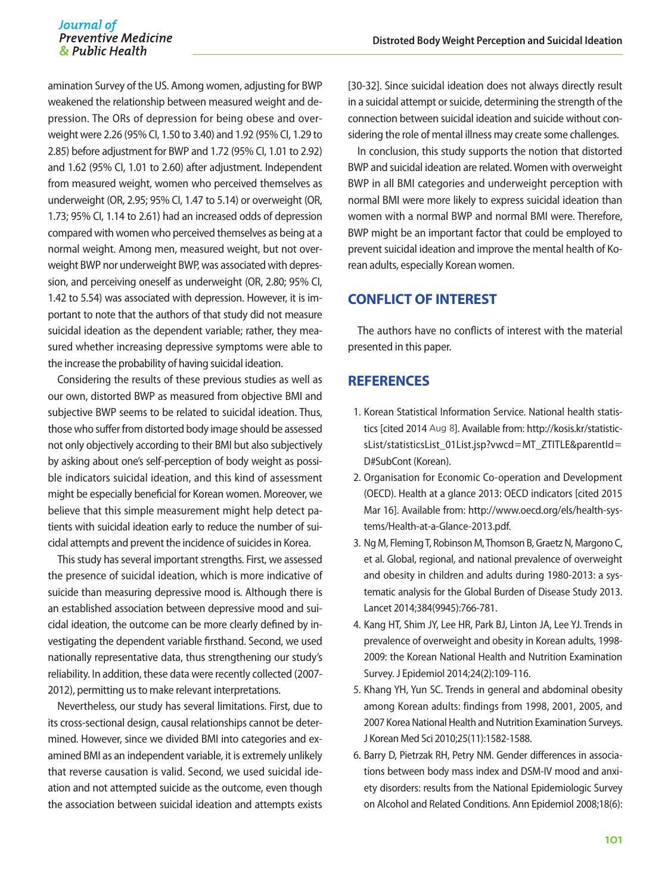amination Survey of the US. Among women, adjusting for BWP weakened the relationship between measured weight and depression. The ORs of depression for being obese and overweight were 2.26 (95% CI, 1.50 to 3.40) and 1.92 (95% CI, 1.29 to 2.85) before adjustment for BWP and 1.72 (95% CI, 1.01 to 2.92) and 1.62 (95% CI, 1.01 to 2.60) after adjustment. Independent from measured weight, women who perceived themselves as underweight (OR, 2.95; 95% CI, 1.47 to 5.14) or overweight (OR, 1.73; 95% CI, 1.14 to 2.61) had an increased odds of depression compared with women who perceived themselves as being at a normal weight. Among men, measured weight, but not overweight BWP nor underweight BWP, was associated with depression, and perceiving oneself as underweight (OR, 2.80; 95% CI, 1.42 to 5.54) was associated with depression. However, it is important to note that the authors of that study did not measure suicidal ideation as the dependent variable; rather, they measured whether increasing depressive symptoms were able to the increase the probability of having suicidal ideation.

Considering the results of these previous studies as well as our own, distorted BWP as measured from objective BMI and subjective BWP seems to be related to suicidal ideation. Thus, those who suffer from distorted body image should be assessed not only objectively according to their BMI but also subjectively by asking about one's self-perception of body weight as possible indicators suicidal ideation, and this kind of assessment might be especially beneficial for Korean women. Moreover, we believe that this simple measurement might help detect patients with suicidal ideation early to reduce the number of suicidal attempts and prevent the incidence of suicides in Korea.

This study has several important strengths. First, we assessed the presence of suicidal ideation, which is more indicative of suicide than measuring depressive mood is. Although there is an established association between depressive mood and suicidal ideation, the outcome can be more clearly defined by investigating the dependent variable firsthand. Second, we used nationally representative data, thus strengthening our study's reliability. In addition, these data were recently collected (2007-2012), permitting us to make relevant interpretations.

Nevertheless, our study has several limitations. First, due to its cross-sectional design, causal relationships cannot be determined. However, since we divided BMI into categories and examined BMI as an independent variable, it is extremely unlikely that reverse causation is valid. Second, we used suicidal ideation and not attempted suicide as the outcome, even though the association between suicidal ideation and attempts exists [30-32]. Since suicidal ideation does not always directly result in a suicidal attempt or suicide, determining the strength of the connection between suicidal ideation and suicide without considering the role of mental illness may create some challenges.

In conclusion, this study supports the notion that distorted BWP and suicidal ideation are related. Women with overweight BWP in all BMI categories and underweight perception with normal BMI were more likely to express suicidal ideation than women with a normal BWP and normal BMI were. Therefore, BWP might be an important factor that could be employed to prevent suicidal ideation and improve the mental health of Korean adults, especially Korean women.

## CONFLICT OF INTEREST

The authors have no conflicts of interest with the material presented in this paper.

## REFERENCES

1. Korean Statistical Information Service. National health statistics [cited 2014 Aug 8]. Available from: http://kosis.kr/statisticsList/statisticsList_01List.jsp?vwcd=MT_ZTITLE&parentId=D#SubCont (Korean).
2. Organisation for Economic Co-operation and Development (OECD). Health at a glance 2013: OECD indicators [cited 2015 Mar 16]. Available from: http://www.oecd.org/els/health-systems/Health-at-a-Glance-2013.pdf.
3. Ng M, Fleming T, Robinson M, Thomson B, Graetz N, Margono C, et al. Global, regional, and national prevalence of overweight and obesity in children and adults during 1980-2013: a systematic analysis for the Global Burden of Disease Study 2013. Lancet 2014;384(9945):766-781.
4. Kang HT, Shim JY, Lee HR, Park BJ, Linton JA, Lee YJ. Trends in prevalence of overweight and obesity in Korean adults, 1998-2009: the Korean National Health and Nutrition Examination Survey. J Epidemiol 2014;24(2):109-116.
5. Khang YH, Yun SC. Trends in general and abdominal obesity among Korean adults: findings from 1998, 2001, 2005, and 2007 Korea National Health and Nutrition Examination Surveys. J Korean Med Sci 2010;25(11):1582-1588.
6. Barry D, Pietrzak RH, Petry NM. Gender differences in associations between body mass index and DSM-IV mood and anxiety disorders: results from the National Epidemiologic Survey on Alcohol and Related Conditions. Ann Epidemiol 2008;18(6):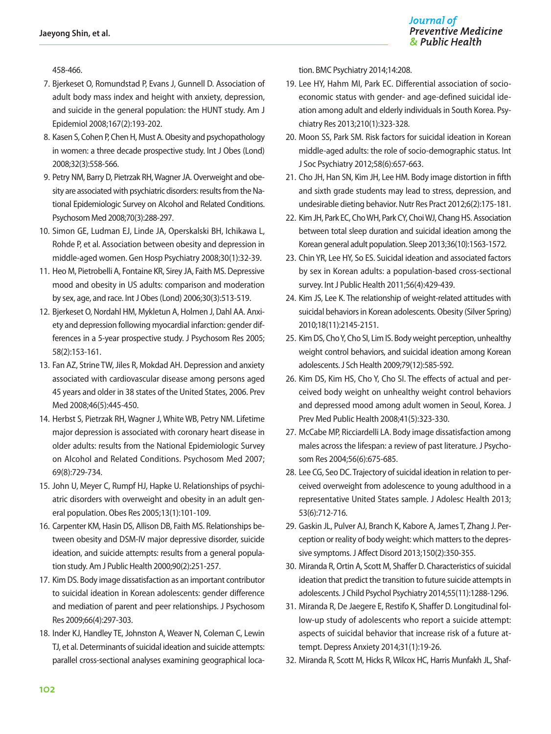458-466.

7. Bjerkeset O, Romundstad P, Evans J, Gunnell D. Association of adult body mass index and height with anxiety, depression, and suicide in the general population: the HUNT study. Am J Epidemiol 2008;167(2):193-202.
8. Kasen S, Cohen P, Chen H, Must A. Obesity and psychopathology in women: a three decade prospective study. Int J Obes (Lond) 2008;32(3):558-566.
9. Petry NM, Barry D, Pietrzak RH, Wagner JA. Overweight and obesity are associated with psychiatric disorders: results from the National Epidemiologic Survey on Alcohol and Related Conditions. Psychosom Med 2008;70(3):288-297.
10. Simon GE, Ludman EJ, Linde JA, Operskalski BH, Ichikawa L, Rohde P, et al. Association between obesity and depression in middle-aged women. Gen Hosp Psychiatry 2008;30(1):32-39.
11. Heo M, Pietrobelli A, Fontaine KR, Sirey JA, Faith MS. Depressive mood and obesity in US adults: comparison and moderation by sex, age, and race. Int J Obes (Lond) 2006;30(3):513-519.
12. Bjerkeset O, Nordahl HM, Mykletun A, Holmen J, Dahl AA. Anxiety and depression following myocardial infarction: gender differences in a 5-year prospective study. J Psychosom Res 2005; 58(2):153-161.
13. Fan AZ, Strine TW, Jiles R, Mokdad AH. Depression and anxiety associated with cardiovascular disease among persons aged 45 years and older in 38 states of the United States, 2006. Prev Med 2008;46(5):445-450.
14. Herbst S, Pietrzak RH, Wagner J, White WB, Petry NM. Lifetime major depression is associated with coronary heart disease in older adults: results from the National Epidemiologic Survey on Alcohol and Related Conditions. Psychosom Med 2007; 69(8):729-734.
15. John U, Meyer C, Rumpf HJ, Hapke U. Relationships of psychiatric disorders with overweight and obesity in an adult general population. Obes Res 2005;13(1):101-109.
16. Carpenter KM, Hasin DS, Allison DB, Faith MS. Relationships between obesity and DSM-IV major depressive disorder, suicide ideation, and suicide attempts: results from a general population study. Am J Public Health 2000;90(2):251-257.
17. Kim DS. Body image dissatisfaction as an important contributor to suicidal ideation in Korean adolescents: gender difference and mediation of parent and peer relationships. J Psychosom Res 2009;66(4):297-303.
18. Inder KJ, Handley TE, Johnston A, Weaver N, Coleman C, Lewin TJ, et al. Determinants of suicidal ideation and suicide attempts: parallel cross-sectional analyses examining geographical location. BMC Psychiatry 2014;14:208.
19. Lee HY, Hahm MI, Park EC. Differential association of socioeconomic status with gender- and age-defined suicidal ideation among adult and elderly individuals in South Korea. Psychiatry Res 2013;210(1):323-328.
20. Moon SS, Park SM. Risk factors for suicidal ideation in Korean middle-aged adults: the role of socio-demographic status. Int J Soc Psychiatry 2012;58(6):657-663.
21. Cho JH, Han SN, Kim JH, Lee HM. Body image distortion in fifth and sixth grade students may lead to stress, depression, and undesirable dieting behavior. Nutr Res Pract 2012;6(2):175-181.
22. Kim JH, Park EC, Cho WH, Park CY, Choi WJ, Chang HS. Association between total sleep duration and suicidal ideation among the Korean general adult population. Sleep 2013;36(10):1563-1572.
23. Chin YR, Lee HY, So ES. Suicidal ideation and associated factors by sex in Korean adults: a population-based cross-sectional survey. Int J Public Health 2011;56(4):429-439.
24. Kim JS, Lee K. The relationship of weight-related attitudes with suicidal behaviors in Korean adolescents. Obesity (Silver Spring) 2010;18(11):2145-2151.
25. Kim DS, Cho Y, Cho SI, Lim IS. Body weight perception, unhealthy weight control behaviors, and suicidal ideation among Korean adolescents. J Sch Health 2009;79(12):585-592.
26. Kim DS, Kim HS, Cho Y, Cho SI. The effects of actual and perceived body weight on unhealthy weight control behaviors and depressed mood among adult women in Seoul, Korea. J Prev Med Public Health 2008;41(5):323-330.
27. McCabe MP, Ricciardelli LA. Body image dissatisfaction among males across the lifespan: a review of past literature. J Psychosom Res 2004;56(6):675-685.
28. Lee CG, Seo DC. Trajectory of suicidal ideation in relation to perceived overweight from adolescence to young adulthood in a representative United States sample. J Adolesc Health 2013; 53(6):712-716.
29. Gaskin JL, Pulver AJ, Branch K, Kabore A, James T, Zhang J. Perception or reality of body weight: which matters to the depressive symptoms. J Affect Disord 2013;150(2):350-355.
30. Miranda R, Ortin A, Scott M, Shaffer D. Characteristics of suicidal ideation that predict the transition to future suicide attempts in adolescents. J Child Psychol Psychiatry 2014;55(11):1288-1296.
31. Miranda R, De Jaegere E, Restifo K, Shaffer D. Longitudinal follow-up study of adolescents who report a suicide attempt: aspects of suicidal behavior that increase risk of a future attempt. Depress Anxiety 2014;31(1):19-26.
32. Miranda R, Scott M, Hicks R, Wilcox HC, Harris Munfakh JL, Shaf-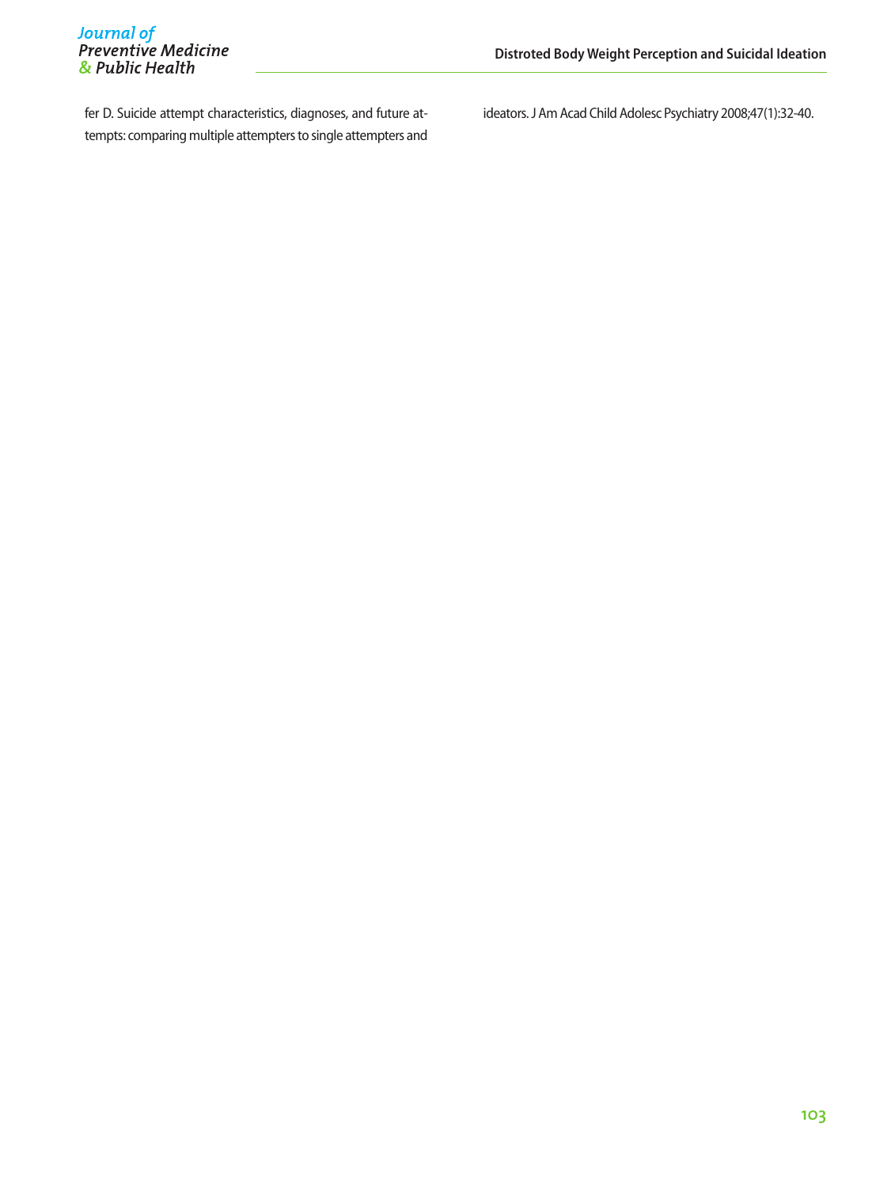fer D. Suicide attempt characteristics, diagnoses, and future attempts: comparing multiple attempters to single attempters and ideators. J Am Acad Child Adolesc Psychiatry 2008;47(1):32-40.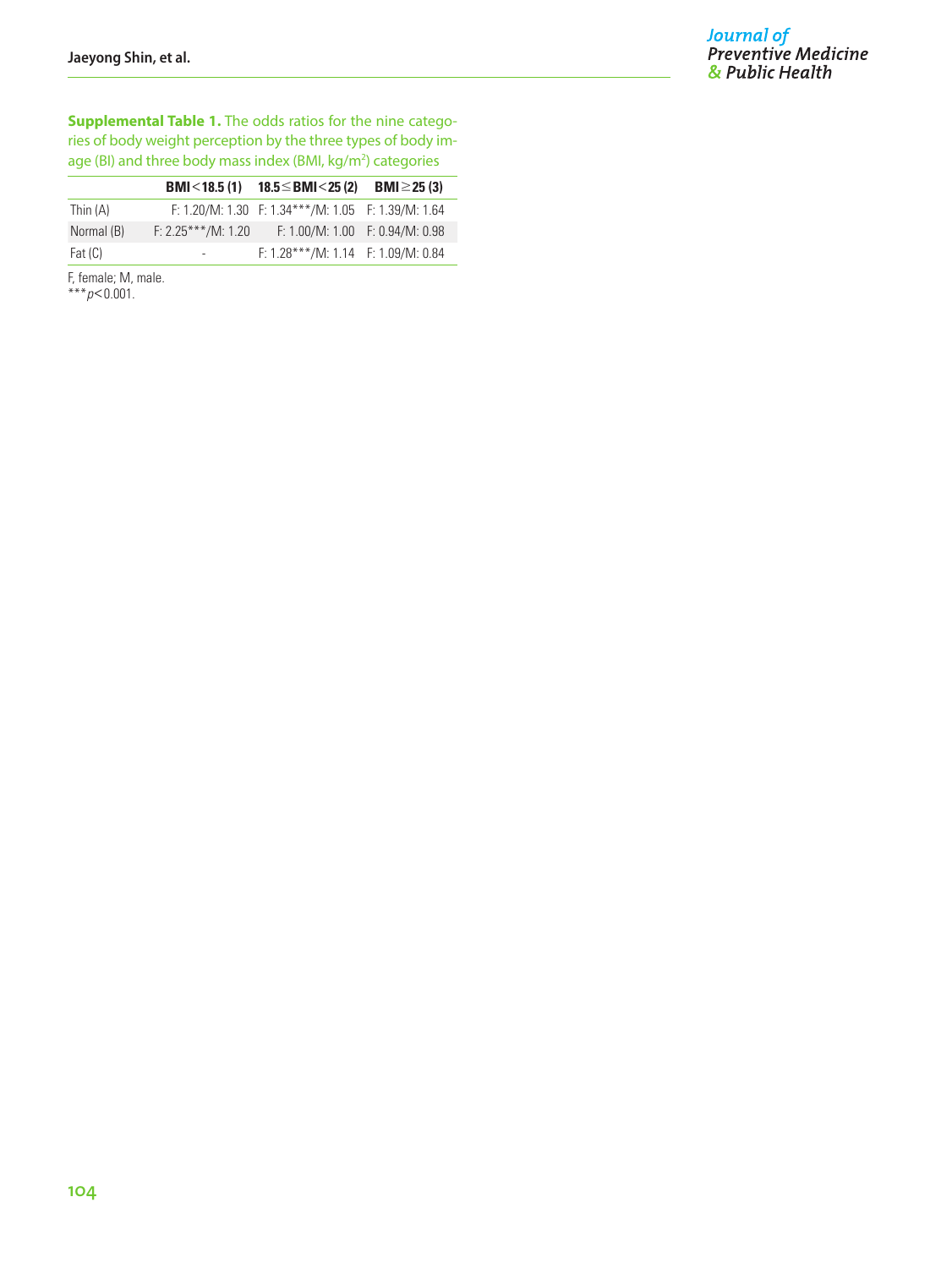**Supplemental Table 1.** The odds ratios for the nine categories of body weight perception by the three types of body image (BI) and three body mass index (BMI, kg/m²) categories

| | BMI<18.5 (1) | 18.5≤BMI<25 (2) | BMI≥25 (3) |
|---|---|---|---|
| Thin (A) | F: 1.20/M: 1.30 | F: 1.34***/M: 1.05 | F: 1.39/M: 1.64 |
| Normal (B) | F: 2.25***/M: 1.20 | F: 1.00/M: 1.00 | F: 0.94/M: 0.98 |
| Fat (C) | - | F: 1.28***/M: 1.14 | F: 1.09/M: 0.84 |

F, female; M, male.
***$p<0.001$.